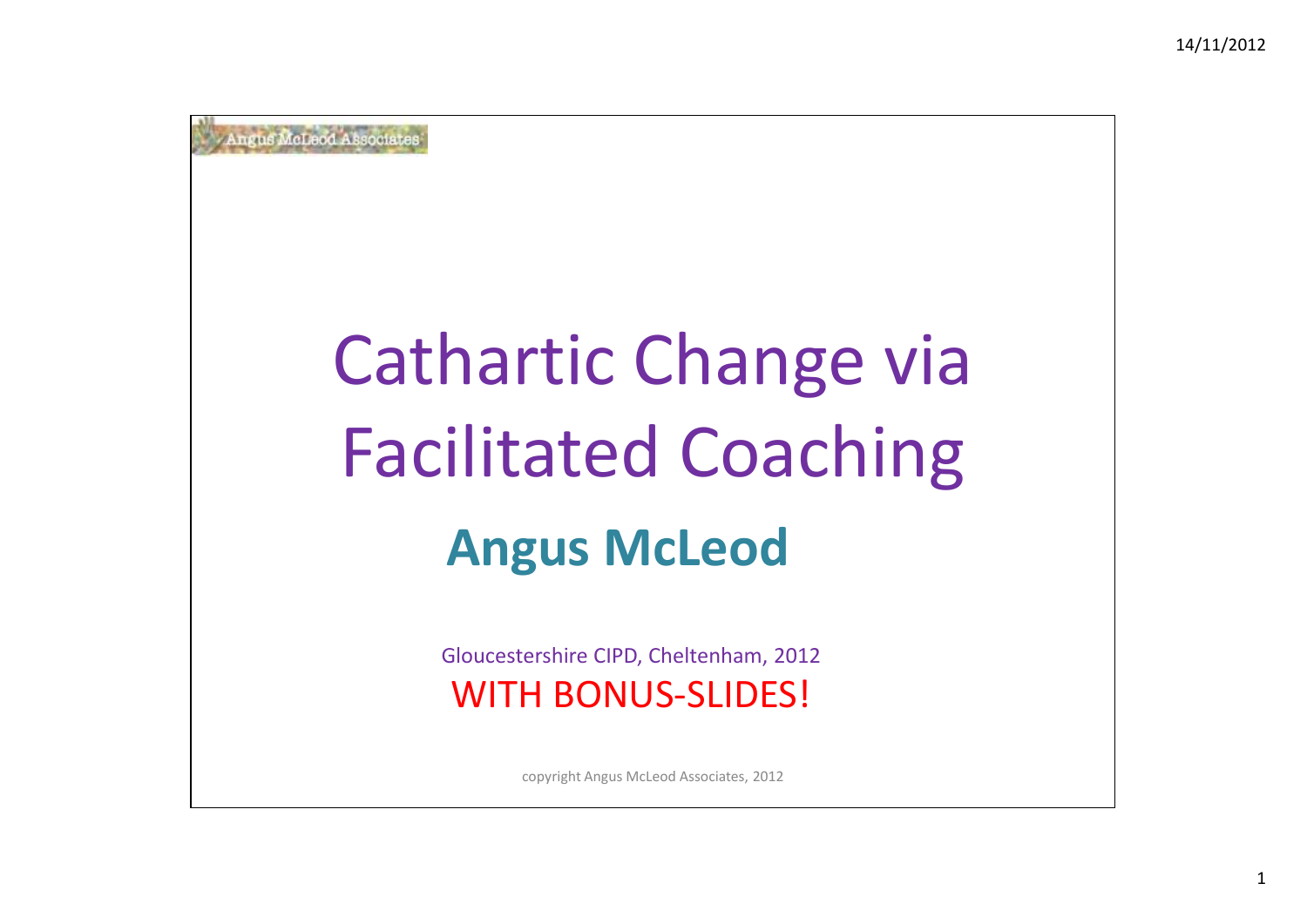Angus McLeod Associates

# Cathartic Change via Facilitated Coaching

## Angus McLeod

Gloucestershire CIPD, Cheltenham, 2012

WITH BONUS-SLIDES!

copyright Angus McLeod Associates, 2012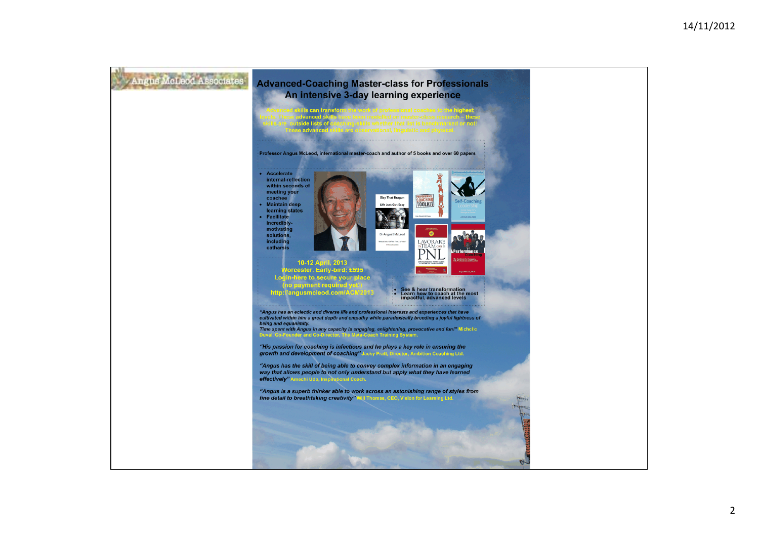Angus McLeod Associates

# Advanced-Coaching Master-class for Professionals

## An intensive 3-day learning experience

Advanced skills can transform the work of professional coaches to the highest levels. These advanced skills have been modelled on master-class research – these skills are outside lists of coaching-skills whether that list is benchmarked or not! These advanced skills are observational, linguistic and physical.

Professor Angus McLeod, international master-coach and author of 5 books and over 60 papers

- Accelerate internal-reflection within seconds of meeting your coachee
- Maintain deep learning states
- Facilitate incredibly-motivating solutions, including catharsis

**10-12 April, 2013**
**Worcester. Early-bird: £595**
**Login-here to secure your place**
**(no payment required yet!)**
**http://angusmcleod.com/ACM2013**

- See & hear transformation
- Learn how to coach at the most impactful, advanced levels

*"Angus has an eclectic and diverse life and professional interests and experiences that have cultivated within him a great depth and empathy while paradoxically breeding a joyful lightness of being and equanimity.*
*Time spent with Angus in any capacity is engaging, enlightening, provocative and fun!"* Michelle Duval, Co-Founder and Co-Director, The Meta-Coach Training System.

*"His passion for coaching is infectious and he plays a key role in ensuring the growth and development of coaching"* Jacky Pratt, Director, Ambition Coaching Ltd.

*"Angus has the skill of being able to convey complex information in an engaging way that allows people to not only understand but apply what they have learned effectively"* Amechi Udo, Inspirational Coach.

*"Angus is a superb thinker able to work across an astonishing range of styles from fine detail to breathtaking creativity"* Will Thomas, CEO, Vision for Learning Ltd.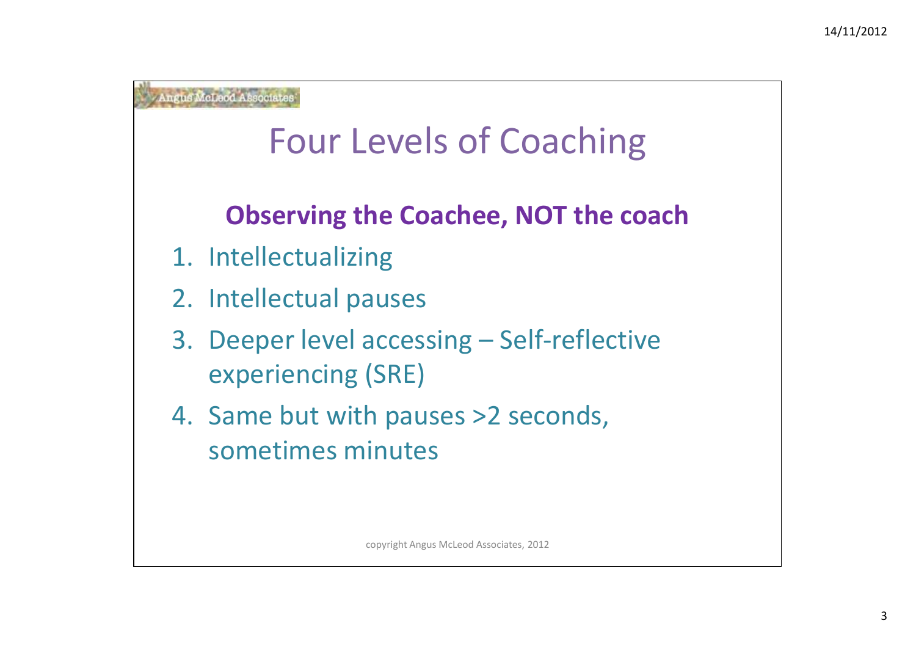Angus McLeod Associates

# Four Levels of Coaching

**Observing the Coachee, NOT the coach**

1. Intellectualizing
2. Intellectual pauses
3. Deeper level accessing – Self-reflective experiencing (SRE)
4. Same but with pauses >2 seconds, sometimes minutes

copyright Angus McLeod Associates, 2012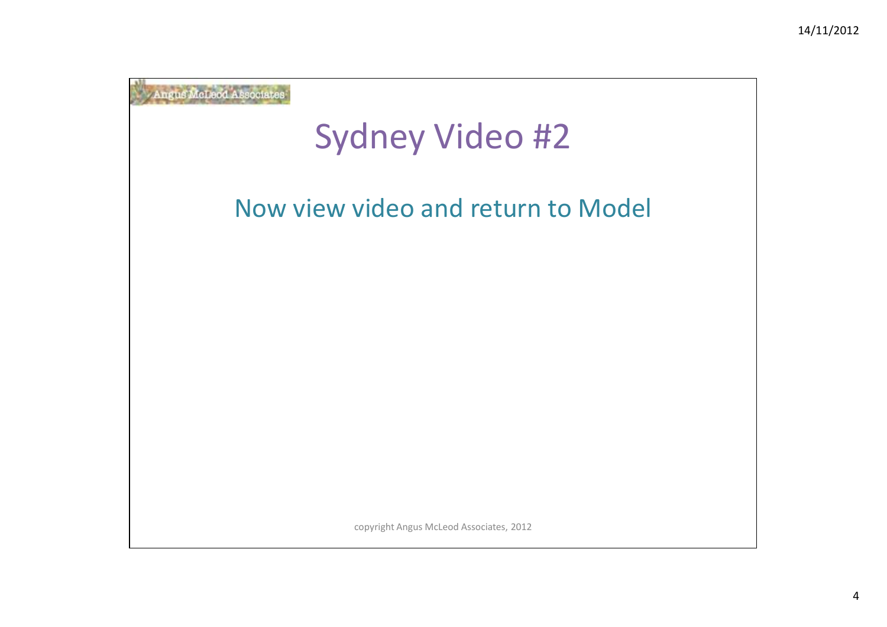Angus McLeod Associates

# Sydney Video #2

Now view video and return to Model

copyright Angus McLeod Associates, 2012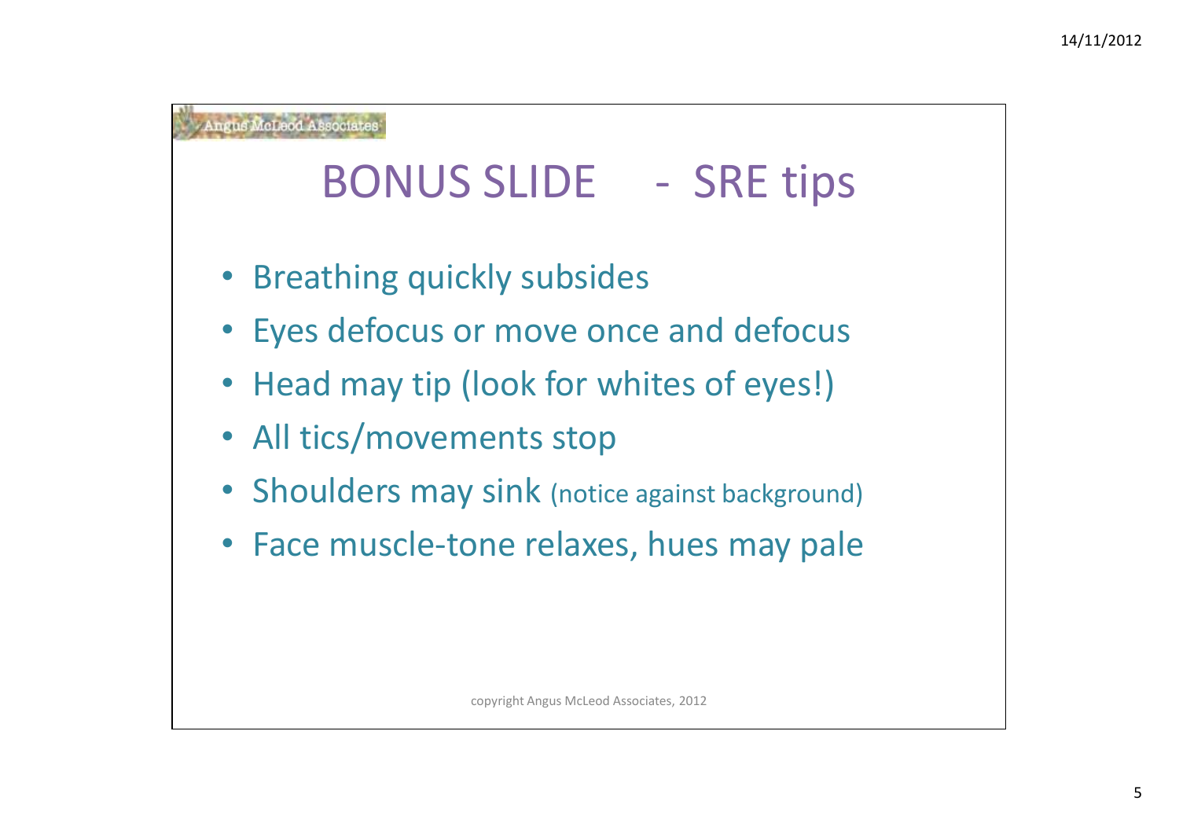Angus McLeod Associates

# BONUS SLIDE - SRE tips

- Breathing quickly subsides
- Eyes defocus or move once and defocus
- Head may tip (look for whites of eyes!)
- All tics/movements stop
- Shoulders may sink (notice against background)
- Face muscle-tone relaxes, hues may pale

copyright Angus McLeod Associates, 2012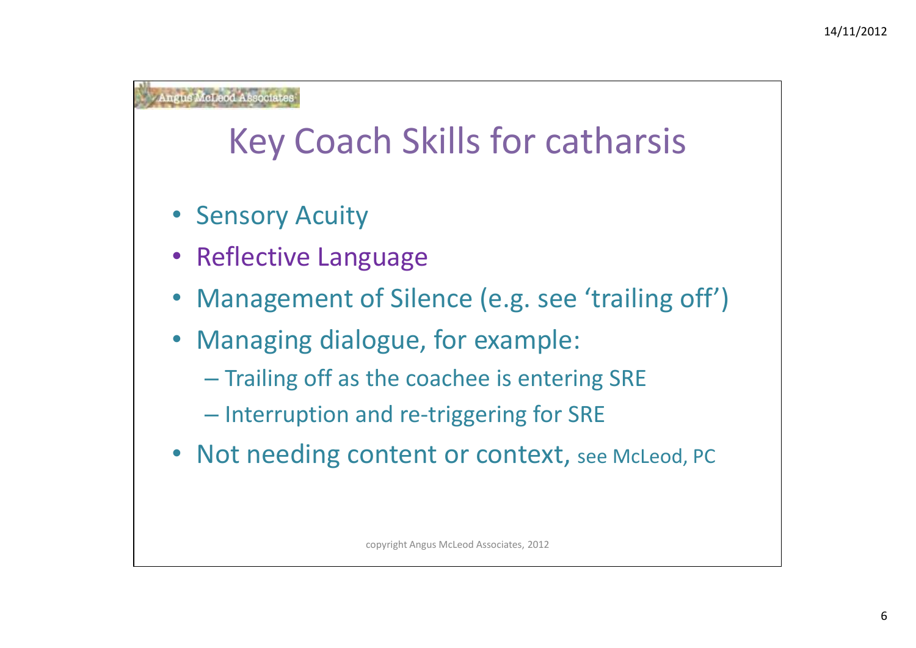# Key Coach Skills for catharsis

- Sensory Acuity
- Reflective Language
- Management of Silence (e.g. see 'trailing off')
- Managing dialogue, for example:
  - Trailing off as the coachee is entering SRE
  - Interruption and re-triggering for SRE
- Not needing content or context, see McLeod, PC

copyright Angus McLeod Associates, 2012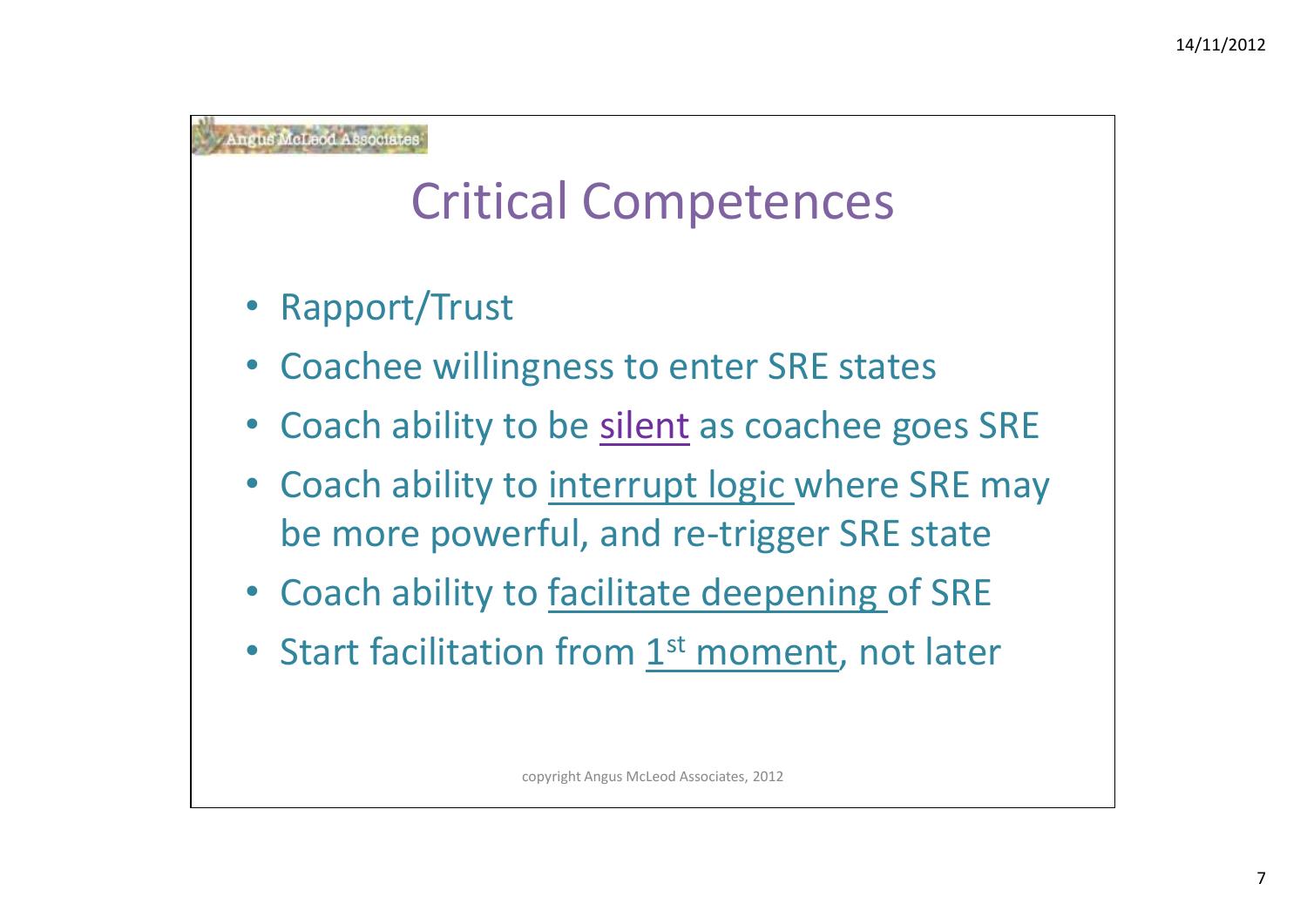Angus McLeod Associates

# Critical Competences

- Rapport/Trust
- Coachee willingness to enter SRE states
- Coach ability to be silent as coachee goes SRE
- Coach ability to interrupt logic where SRE may be more powerful, and re-trigger SRE state
- Coach ability to facilitate deepening of SRE
- Start facilitation from 1st moment, not later

copyright Angus McLeod Associates, 2012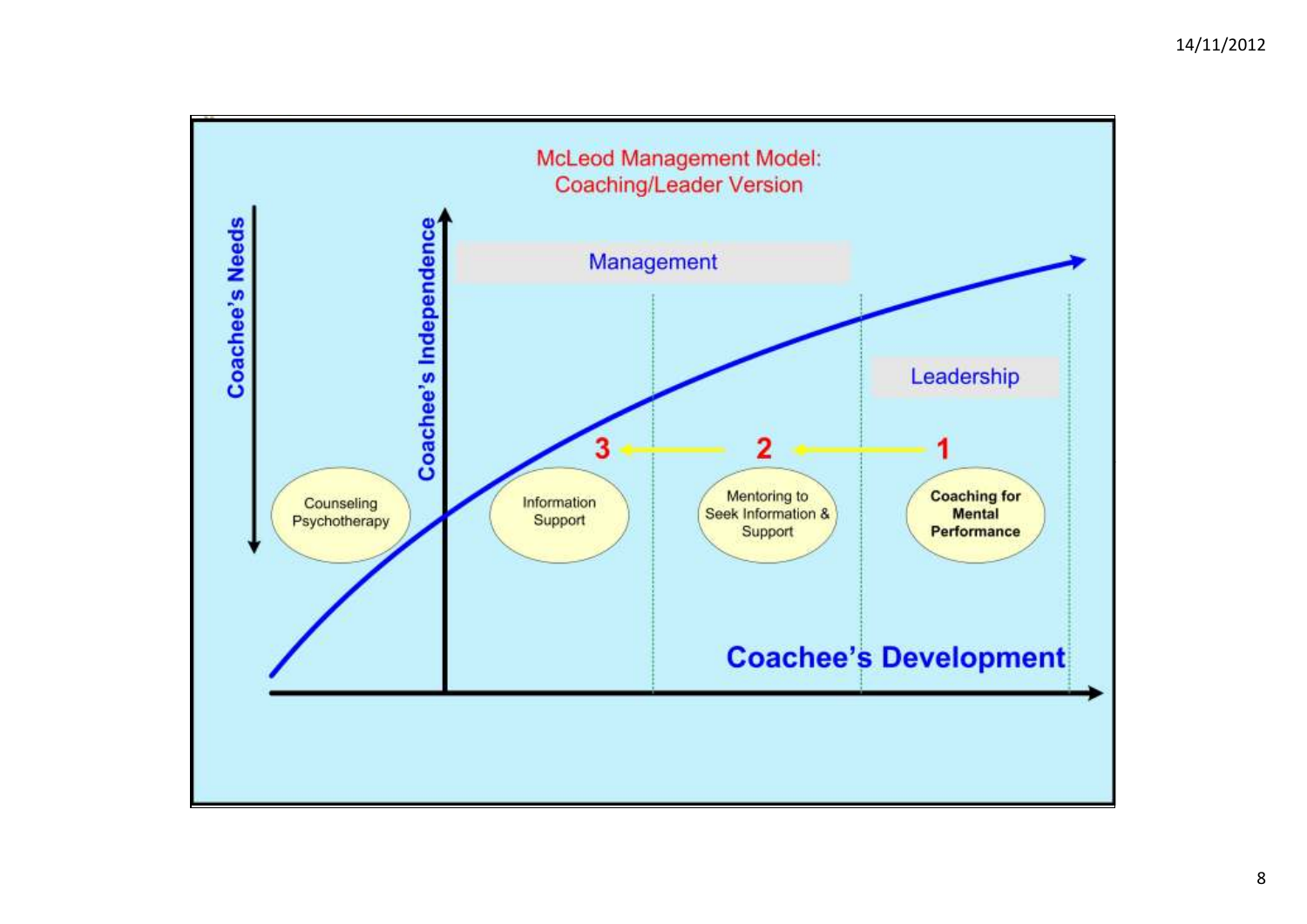McLeod Management Model:
Coaching/Leader Version

Coachee's Needs

Coachee's Independence

Management

Leadership

3 ← 2 ← 1

Counseling Psychotherapy

Information Support

Mentoring to Seek Information & Support

**Coaching for Mental Performance**

**Coachee's Development**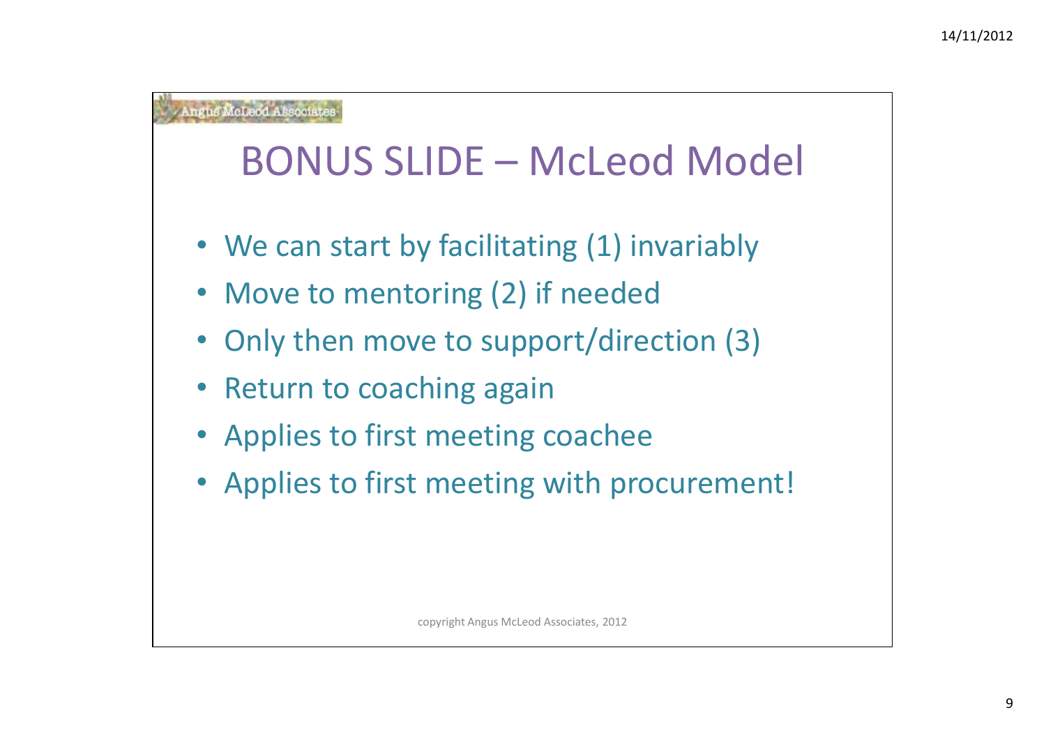Angus McLeod Associates

# BONUS SLIDE – McLeod Model

- We can start by facilitating (1) invariably
- Move to mentoring (2) if needed
- Only then move to support/direction (3)
- Return to coaching again
- Applies to first meeting coachee
- Applies to first meeting with procurement!

copyright Angus McLeod Associates, 2012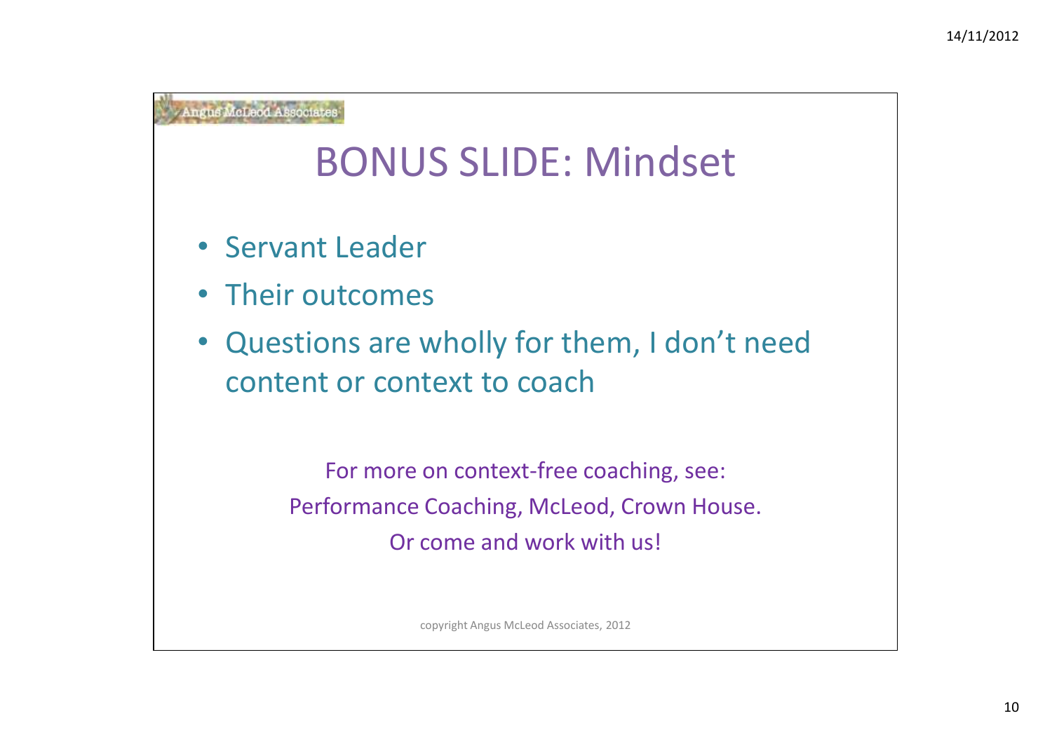Angus McLeod Associates

# BONUS SLIDE: Mindset

- Servant Leader
- Their outcomes
- Questions are wholly for them, I don't need content or context to coach

For more on context-free coaching, see:
Performance Coaching, McLeod, Crown House.
Or come and work with us!

copyright Angus McLeod Associates, 2012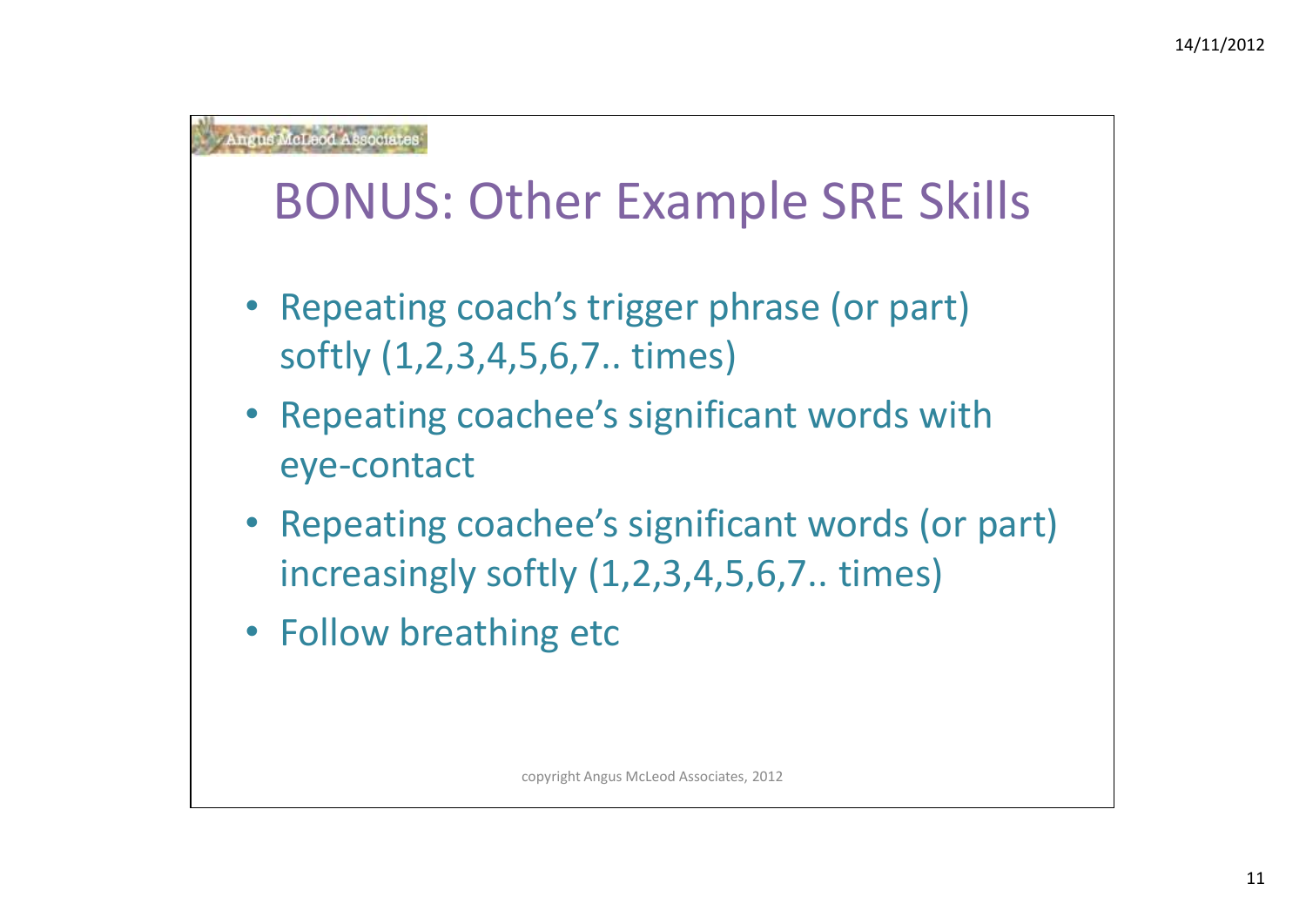Angus McLeod Associates

# BONUS: Other Example SRE Skills

- Repeating coach's trigger phrase (or part) softly (1,2,3,4,5,6,7.. times)
- Repeating coachee's significant words with eye-contact
- Repeating coachee's significant words (or part) increasingly softly (1,2,3,4,5,6,7.. times)
- Follow breathing etc

copyright Angus McLeod Associates, 2012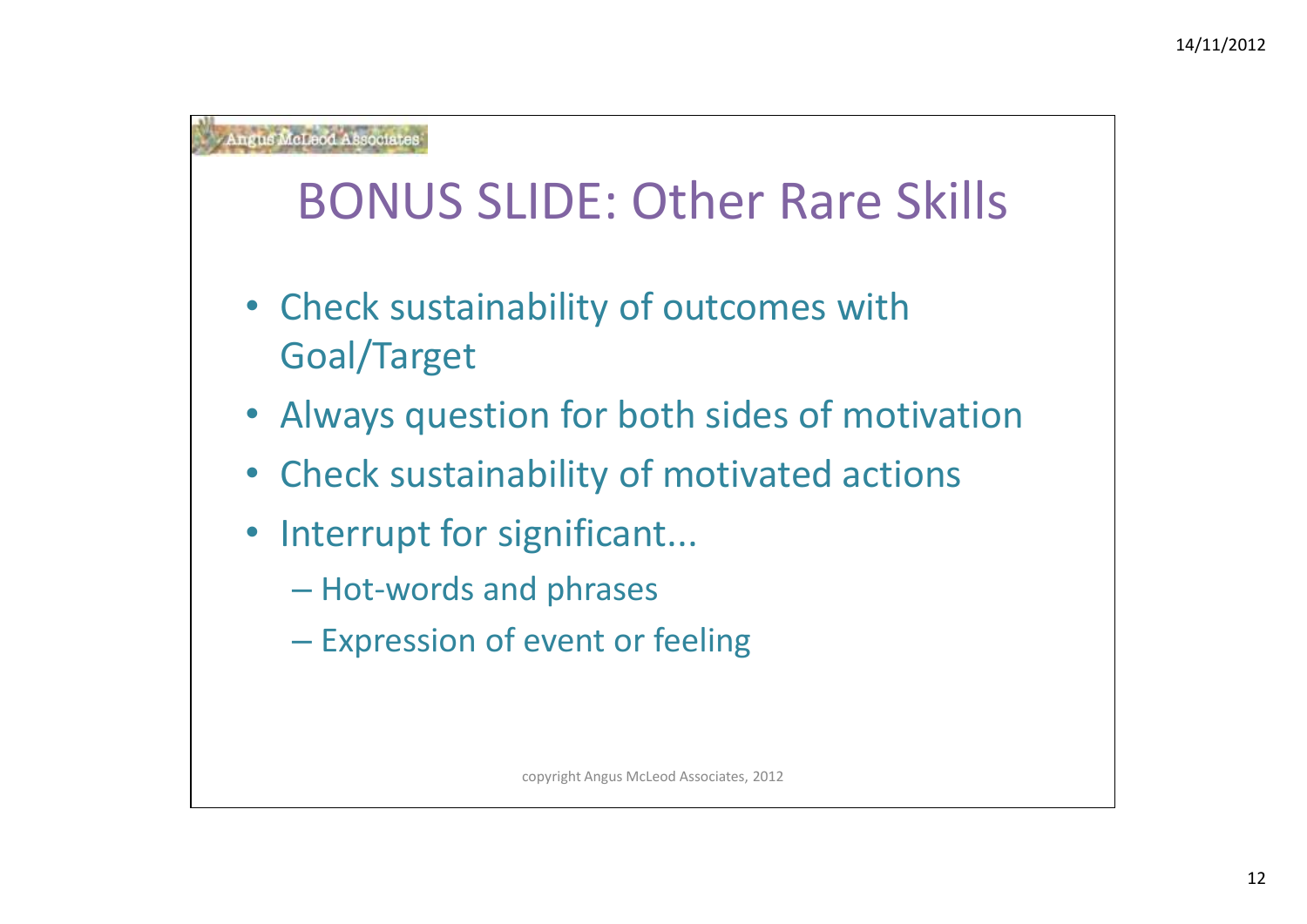Angus McLeod Associates

# BONUS SLIDE: Other Rare Skills

- Check sustainability of outcomes with Goal/Target
- Always question for both sides of motivation
- Check sustainability of motivated actions
- Interrupt for significant...
  - Hot-words and phrases
  - Expression of event or feeling

copyright Angus McLeod Associates, 2012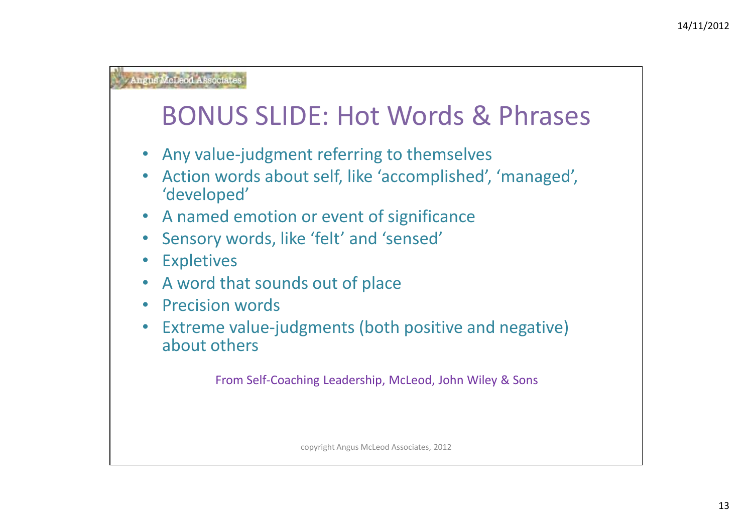Angus McLeod Associates

# BONUS SLIDE: Hot Words & Phrases

- Any value-judgment referring to themselves
- Action words about self, like 'accomplished', 'managed', 'developed'
- A named emotion or event of significance
- Sensory words, like 'felt' and 'sensed'
- Expletives
- A word that sounds out of place
- Precision words
- Extreme value-judgments (both positive and negative) about others

From Self-Coaching Leadership, McLeod, John Wiley & Sons

copyright Angus McLeod Associates, 2012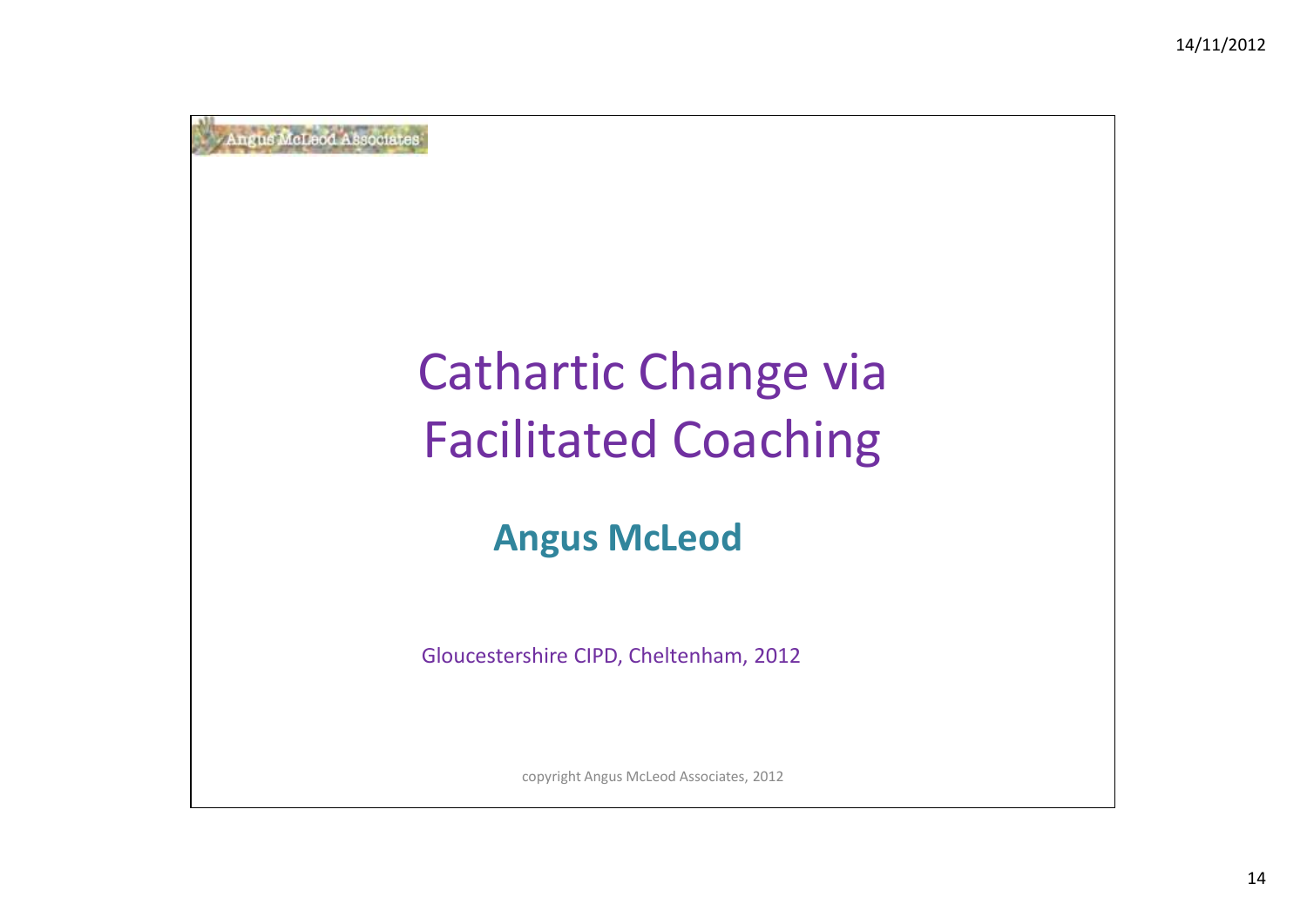Angus McLeod Associates

# Cathartic Change via Facilitated Coaching

**Angus McLeod**

Gloucestershire CIPD, Cheltenham, 2012

copyright Angus McLeod Associates, 2012